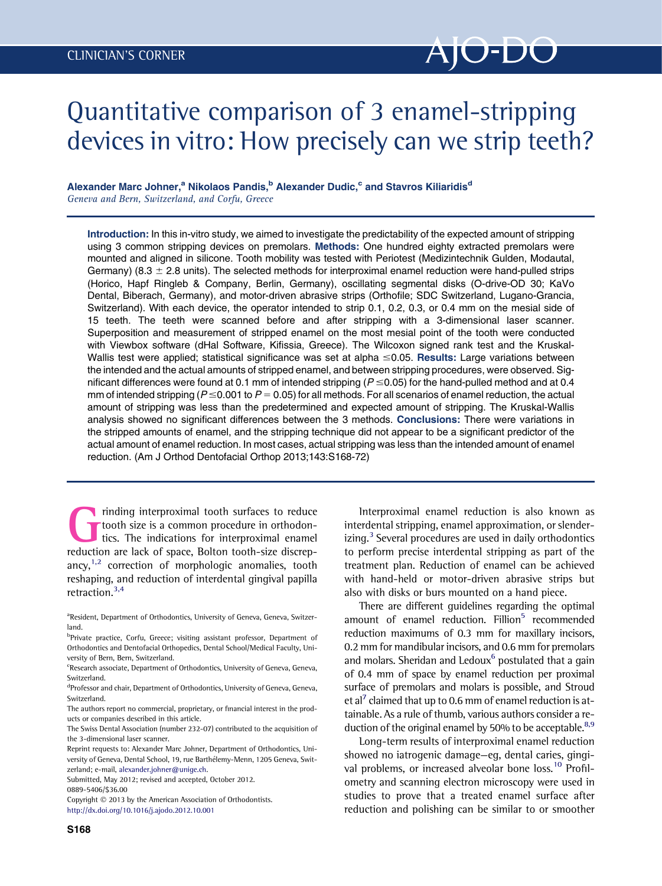# Quantitative comparison of 3 enamel-stripping devices in vitro: How precisely can we strip teeth?

**Alexander Marc Johner,[a] Nikolaos Pandis,[b] Alexander Dudic,[c] and Stavros Kiliaridis[d]**
*Geneva and Bern, Switzerland, and Corfu, Greece*

**Introduction:** In this in-vitro study, we aimed to investigate the predictability of the expected amount of stripping using 3 common stripping devices on premolars. **Methods:** One hundred eighty extracted premolars were mounted and aligned in silicone. Tooth mobility was tested with Periotest (Medizintechnik Gulden, Modautal, Germany) (8.3 ± 2.8 units). The selected methods for interproximal enamel reduction were hand-pulled strips (Horico, Hapf Ringleb & Company, Berlin, Germany), oscillating segmental disks (O-drive-OD 30; KaVo Dental, Biberach, Germany), and motor-driven abrasive strips (Orthofile; SDC Switzerland, Lugano-Grancia, Switzerland). With each device, the operator intended to strip 0.1, 0.2, 0.3, or 0.4 mm on the mesial side of 15 teeth. The teeth were scanned before and after stripping with a 3-dimensional laser scanner. Superposition and measurement of stripped enamel on the most mesial point of the tooth were conducted with Viewbox software (dHal Software, Kifissia, Greece). The Wilcoxon signed rank test and the Kruskal-Wallis test were applied; statistical significance was set at alpha ≤0.05. **Results:** Large variations between the intended and the actual amounts of stripped enamel, and between stripping procedures, were observed. Significant differences were found at 0.1 mm of intended stripping ($P \leq 0.05$) for the hand-pulled method and at 0.4 mm of intended stripping ($P \leq 0.001$ to $P = 0.05$) for all methods. For all scenarios of enamel reduction, the actual amount of stripping was less than the predetermined and expected amount of stripping. The Kruskal-Wallis analysis showed no significant differences between the 3 methods. **Conclusions:** There were variations in the stripped amounts of enamel, and the stripping technique did not appear to be a significant predictor of the actual amount of enamel reduction. In most cases, actual stripping was less than the intended amount of enamel reduction. (Am J Orthod Dentofacial Orthop 2013;143:S168-72)

Grinding interproximal tooth surfaces to reduce tooth size is a common procedure in orthodontics. The indications for interproximal enamel reduction are lack of space, Bolton tooth-size discrepancy,[1,2] correction of morphologic anomalies, tooth reshaping, and reduction of interdental gingival papilla retraction.[3,4]

Interproximal enamel reduction is also known as interdental stripping, enamel approximation, or slenderizing.[3] Several procedures are used in daily orthodontics to perform precise interdental stripping as part of the treatment plan. Reduction of enamel can be achieved with hand-held or motor-driven abrasive strips but also with disks or burs mounted on a hand piece.

There are different guidelines regarding the optimal amount of enamel reduction. Fillion[5] recommended reduction maximums of 0.3 mm for maxillary incisors, 0.2 mm for mandibular incisors, and 0.6 mm for premolars and molars. Sheridan and Ledoux[6] postulated that a gain of 0.4 mm of space by enamel reduction per proximal surface of premolars and molars is possible, and Stroud et al[7] claimed that up to 0.6 mm of enamel reduction is attainable. As a rule of thumb, various authors consider a reduction of the original enamel by 50% to be acceptable.[8,9]

Long-term results of interproximal enamel reduction showed no iatrogenic damage—eg, dental caries, gingival problems, or increased alveolar bone loss.[10] Profilometry and scanning electron microscopy were used in studies to prove that a treated enamel surface after reduction and polishing can be similar to or smoother

---

[a]Resident, Department of Orthodontics, University of Geneva, Geneva, Switzerland.

[b]Private practice, Corfu, Greece; visiting assistant professor, Department of Orthodontics and Dentofacial Orthopedics, Dental School/Medical Faculty, University of Bern, Bern, Switzerland.

[c]Research associate, Department of Orthodontics, University of Geneva, Geneva, Switzerland.

[d]Professor and chair, Department of Orthodontics, University of Geneva, Geneva, Switzerland.

The authors report no commercial, proprietary, or financial interest in the products or companies described in this article.

The Swiss Dental Association (number 232-07) contributed to the acquisition of the 3-dimensional laser scanner.

Reprint requests to: Alexander Marc Johner, Department of Orthodontics, University of Geneva, Dental School, 19, rue Barthélemy-Menn, 1205 Geneva, Switzerland; e-mail, alexander.johner@unige.ch.

Submitted, May 2012; revised and accepted, October 2012.

0889-5406/$36.00

Copyright © 2013 by the American Association of Orthodontists.

http://dx.doi.org/10.1016/j.ajodo.2012.10.001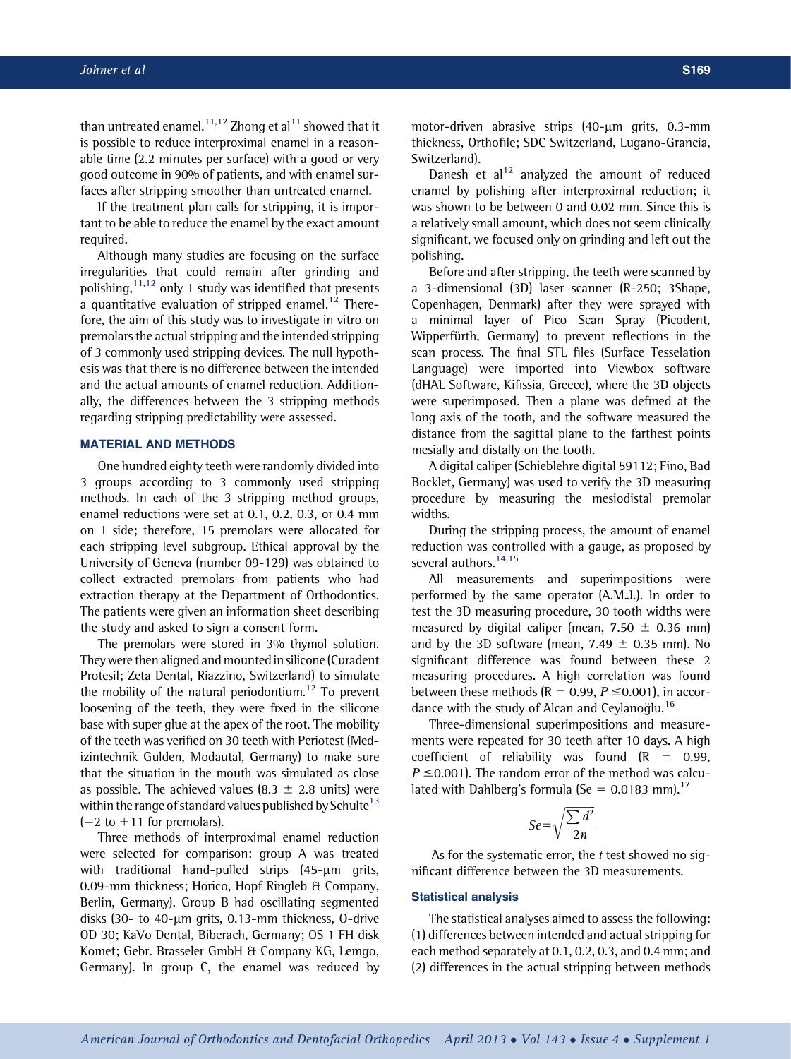than untreated enamel.[11,12] Zhong et al[11] showed that it is possible to reduce interproximal enamel in a reasonable time (2.2 minutes per surface) with a good or very good outcome in 90% of patients, and with enamel surfaces after stripping smoother than untreated enamel.

If the treatment plan calls for stripping, it is important to be able to reduce the enamel by the exact amount required.

Although many studies are focusing on the surface irregularities that could remain after grinding and polishing,[11,12] only 1 study was identified that presents a quantitative evaluation of stripped enamel.[12] Therefore, the aim of this study was to investigate in vitro on premolars the actual stripping and the intended stripping of 3 commonly used stripping devices. The null hypothesis was that there is no difference between the intended and the actual amounts of enamel reduction. Additionally, the differences between the 3 stripping methods regarding stripping predictability were assessed.

## MATERIAL AND METHODS

One hundred eighty teeth were randomly divided into 3 groups according to 3 commonly used stripping methods. In each of the 3 stripping method groups, enamel reductions were set at 0.1, 0.2, 0.3, or 0.4 mm on 1 side; therefore, 15 premolars were allocated for each stripping level subgroup. Ethical approval by the University of Geneva (number 09-129) was obtained to collect extracted premolars from patients who had extraction therapy at the Department of Orthodontics. The patients were given an information sheet describing the study and asked to sign a consent form.

The premolars were stored in 3% thymol solution. They were then aligned and mounted in silicone (Curadent Protesil; Zeta Dental, Riazzino, Switzerland) to simulate the mobility of the natural periodontium.[12] To prevent loosening of the teeth, they were fixed in the silicone base with super glue at the apex of the root. The mobility of the teeth was verified on 30 teeth with Periotest (Medizintechnik Gulden, Modautal, Germany) to make sure that the situation in the mouth was simulated as close as possible. The achieved values (8.3 ± 2.8 units) were within the range of standard values published by Schulte[13] (−2 to +11 for premolars).

Three methods of interproximal enamel reduction were selected for comparison: group A was treated with traditional hand-pulled strips (45-μm grits, 0.09-mm thickness; Horico, Hopf Ringleb & Company, Berlin, Germany). Group B had oscillating segmented disks (30- to 40-μm grits, 0.13-mm thickness, O-drive OD 30; KaVo Dental, Biberach, Germany; OS 1 FH disk Komet; Gebr. Brasseler GmbH & Company KG, Lemgo, Germany). In group C, the enamel was reduced by motor-driven abrasive strips (40-μm grits, 0.3-mm thickness, Orthofile; SDC Switzerland, Lugano-Grancia, Switzerland).

Danesh et al[12] analyzed the amount of reduced enamel by polishing after interproximal reduction; it was shown to be between 0 and 0.02 mm. Since this is a relatively small amount, which does not seem clinically significant, we focused only on grinding and left out the polishing.

Before and after stripping, the teeth were scanned by a 3-dimensional (3D) laser scanner (R-250; 3Shape, Copenhagen, Denmark) after they were sprayed with a minimal layer of Pico Scan Spray (Picodent, Wipperfürth, Germany) to prevent reflections in the scan process. The final STL files (Surface Tesselation Language) were imported into Viewbox software (dHAL Software, Kifissia, Greece), where the 3D objects were superimposed. Then a plane was defined at the long axis of the tooth, and the software measured the distance from the sagittal plane to the farthest points mesially and distally on the tooth.

A digital caliper (Schieblehre digital 59112; Fino, Bad Bocklet, Germany) was used to verify the 3D measuring procedure by measuring the mesiodistal premolar widths.

During the stripping process, the amount of enamel reduction was controlled with a gauge, as proposed by several authors.[14,15]

All measurements and superimpositions were performed by the same operator (A.M.J.). In order to test the 3D measuring procedure, 30 tooth widths were measured by digital caliper (mean, 7.50 ± 0.36 mm) and by the 3D software (mean, 7.49 ± 0.35 mm). No significant difference was found between these 2 measuring procedures. A high correlation was found between these methods ($R = 0.99$, $P \leq 0.001$), in accordance with the study of Alcan and Ceylanoğlu.[16]

Three-dimensional superimpositions and measurements were repeated for 30 teeth after 10 days. A high coefficient of reliability was found ($R = 0.99$, $P \leq 0.001$). The random error of the method was calculated with Dahlberg's formula ($Se = 0.0183$ mm).[17]

$$Se = \sqrt{\frac{\sum d^2}{2n}}$$

As for the systematic error, the *t* test showed no significant difference between the 3D measurements.

### Statistical analysis

The statistical analyses aimed to assess the following: (1) differences between intended and actual stripping for each method separately at 0.1, 0.2, 0.3, and 0.4 mm; and (2) differences in the actual stripping between methods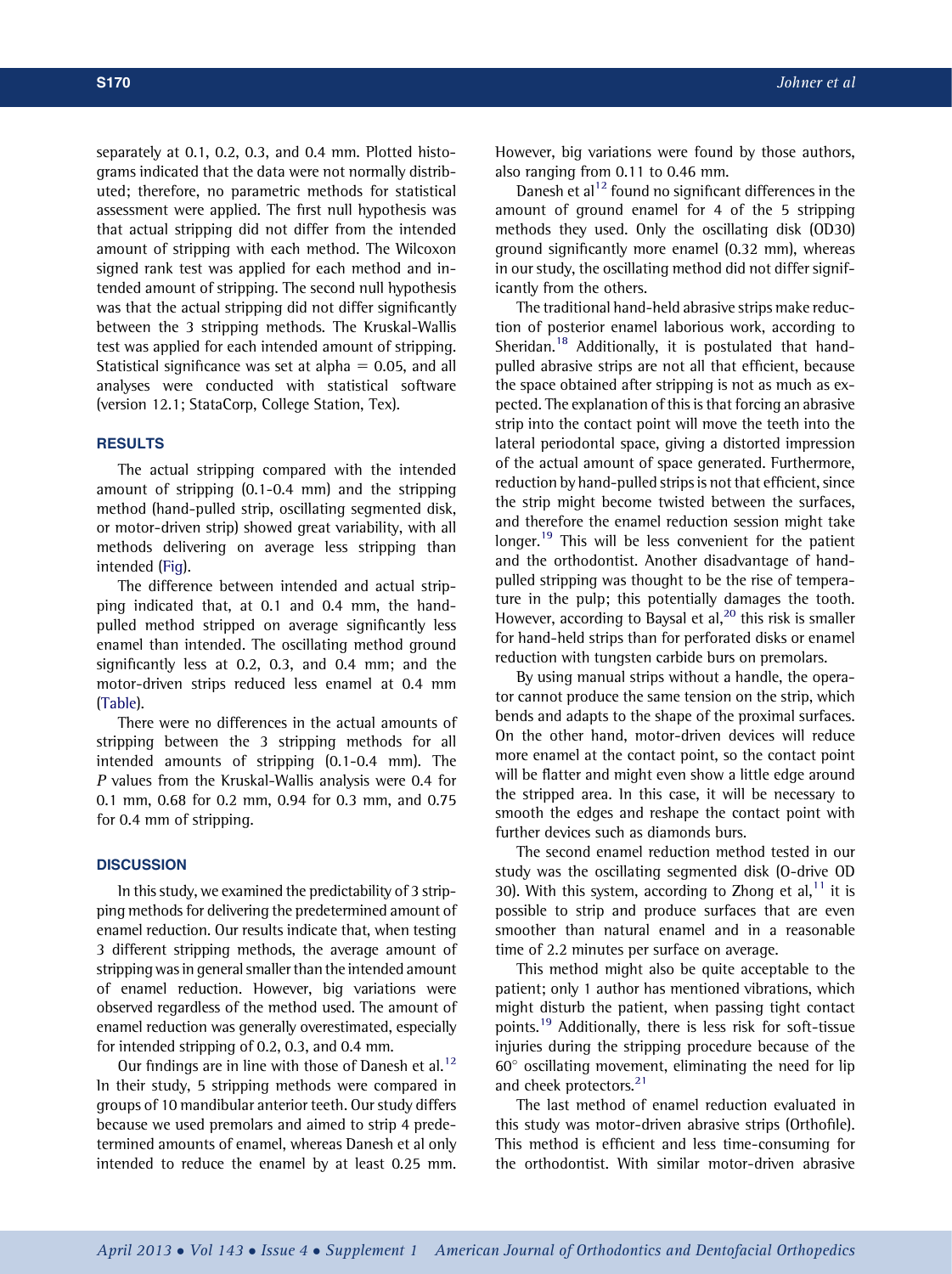separately at 0.1, 0.2, 0.3, and 0.4 mm. Plotted histograms indicated that the data were not normally distributed; therefore, no parametric methods for statistical assessment were applied. The first null hypothesis was that actual stripping did not differ from the intended amount of stripping with each method. The Wilcoxon signed rank test was applied for each method and intended amount of stripping. The second null hypothesis was that the actual stripping did not differ significantly between the 3 stripping methods. The Kruskal-Wallis test was applied for each intended amount of stripping. Statistical significance was set at alpha = 0.05, and all analyses were conducted with statistical software (version 12.1; StataCorp, College Station, Tex).

## RESULTS

The actual stripping compared with the intended amount of stripping (0.1-0.4 mm) and the stripping method (hand-pulled strip, oscillating segmented disk, or motor-driven strip) showed great variability, with all methods delivering on average less stripping than intended (Fig).

The difference between intended and actual stripping indicated that, at 0.1 and 0.4 mm, the hand-pulled method stripped on average significantly less enamel than intended. The oscillating method ground significantly less at 0.2, 0.3, and 0.4 mm; and the motor-driven strips reduced less enamel at 0.4 mm (Table).

There were no differences in the actual amounts of stripping between the 3 stripping methods for all intended amounts of stripping (0.1-0.4 mm). The *P* values from the Kruskal-Wallis analysis were 0.4 for 0.1 mm, 0.68 for 0.2 mm, 0.94 for 0.3 mm, and 0.75 for 0.4 mm of stripping.

## DISCUSSION

In this study, we examined the predictability of 3 stripping methods for delivering the predetermined amount of enamel reduction. Our results indicate that, when testing 3 different stripping methods, the average amount of stripping was in general smaller than the intended amount of enamel reduction. However, big variations were observed regardless of the method used. The amount of enamel reduction was generally overestimated, especially for intended stripping of 0.2, 0.3, and 0.4 mm.

Our findings are in line with those of Danesh et al.[12] In their study, 5 stripping methods were compared in groups of 10 mandibular anterior teeth. Our study differs because we used premolars and aimed to strip 4 predetermined amounts of enamel, whereas Danesh et al only intended to reduce the enamel by at least 0.25 mm. However, big variations were found by those authors, also ranging from 0.11 to 0.46 mm.

Danesh et al[12] found no significant differences in the amount of ground enamel for 4 of the 5 stripping methods they used. Only the oscillating disk (OD30) ground significantly more enamel (0.32 mm), whereas in our study, the oscillating method did not differ significantly from the others.

The traditional hand-held abrasive strips make reduction of posterior enamel laborious work, according to Sheridan.[18] Additionally, it is postulated that hand-pulled abrasive strips are not all that efficient, because the space obtained after stripping is not as much as expected. The explanation of this is that forcing an abrasive strip into the contact point will move the teeth into the lateral periodontal space, giving a distorted impression of the actual amount of space generated. Furthermore, reduction by hand-pulled strips is not that efficient, since the strip might become twisted between the surfaces, and therefore the enamel reduction session might take longer.[19] This will be less convenient for the patient and the orthodontist. Another disadvantage of hand-pulled stripping was thought to be the rise of temperature in the pulp; this potentially damages the tooth. However, according to Baysal et al,[20] this risk is smaller for hand-held strips than for perforated disks or enamel reduction with tungsten carbide burs on premolars.

By using manual strips without a handle, the operator cannot produce the same tension on the strip, which bends and adapts to the shape of the proximal surfaces. On the other hand, motor-driven devices will reduce more enamel at the contact point, so the contact point will be flatter and might even show a little edge around the stripped area. In this case, it will be necessary to smooth the edges and reshape the contact point with further devices such as diamonds burs.

The second enamel reduction method tested in our study was the oscillating segmented disk (O-drive OD 30). With this system, according to Zhong et al,[11] it is possible to strip and produce surfaces that are even smoother than natural enamel and in a reasonable time of 2.2 minutes per surface on average.

This method might also be quite acceptable to the patient; only 1 author has mentioned vibrations, which might disturb the patient, when passing tight contact points.[19] Additionally, there is less risk for soft-tissue injuries during the stripping procedure because of the 60° oscillating movement, eliminating the need for lip and cheek protectors.[21]

The last method of enamel reduction evaluated in this study was motor-driven abrasive strips (Orthofile). This method is efficient and less time-consuming for the orthodontist. With similar motor-driven abrasive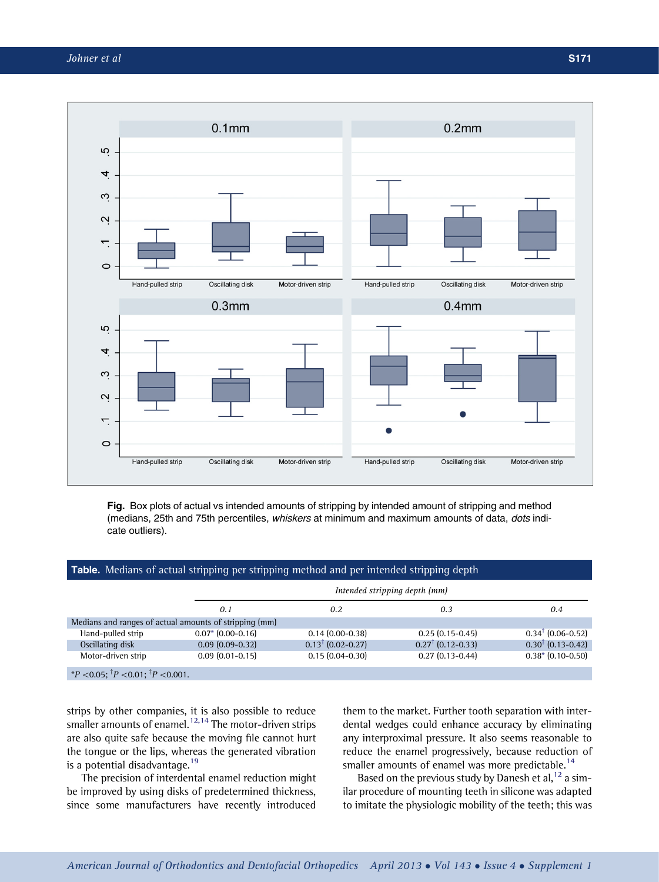Fig. Box plots of actual vs intended amounts of stripping by intended amount of stripping and method (medians, 25th and 75th percentiles, *whiskers* at minimum and maximum amounts of data, *dots* indicate outliers).

**Table.** Medians of actual stripping per stripping method and per intended stripping depth

| | Intended stripping depth (mm) | | | |
|---|---|---|---|---|
| | 0.1 | 0.2 | 0.3 | 0.4 |
| Medians and ranges of actual amounts of stripping (mm) | | | | |
| Hand-pulled strip | 0.07* (0.00-0.16) | 0.14 (0.00-0.38) | 0.25 (0.15-0.45) | 0.34† (0.06-0.52) |
| Oscillating disk | 0.09 (0.09-0.32) | 0.13† (0.02-0.27) | 0.27† (0.12-0.33) | 0.30‡ (0.13-0.42) |
| Motor-driven strip | 0.09 (0.01-0.15) | 0.15 (0.04-0.30) | 0.27 (0.13-0.44) | 0.38* (0.10-0.50) |

*$P < 0.05$; †$P < 0.01$; ‡$P < 0.001$.

strips by other companies, it is also possible to reduce smaller amounts of enamel.[12,14] The motor-driven strips are also quite safe because the moving file cannot hurt the tongue or the lips, whereas the generated vibration is a potential disadvantage.[19]

The precision of interdental enamel reduction might be improved by using disks of predetermined thickness, since some manufacturers have recently introduced them to the market. Further tooth separation with interdental wedges could enhance accuracy by eliminating any interproximal pressure. It also seems reasonable to reduce the enamel progressively, because reduction of smaller amounts of enamel was more predictable.[14]

Based on the previous study by Danesh et al,[12] a similar procedure of mounting teeth in silicone was adapted to imitate the physiologic mobility of the teeth; this was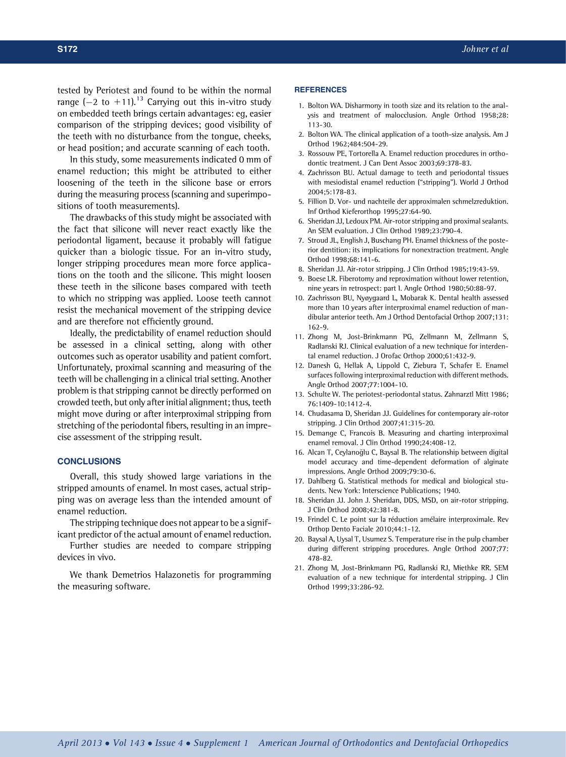tested by Periotest and found to be within the normal range (−2 to +11).[13] Carrying out this in-vitro study on embedded teeth brings certain advantages: eg, easier comparison of the stripping devices; good visibility of the teeth with no disturbance from the tongue, cheeks, or head position; and accurate scanning of each tooth.

In this study, some measurements indicated 0 mm of enamel reduction; this might be attributed to either loosening of the teeth in the silicone base or errors during the measuring process (scanning and superimpositions of tooth measurements).

The drawbacks of this study might be associated with the fact that silicone will never react exactly like the periodontal ligament, because it probably will fatigue quicker than a biologic tissue. For an in-vitro study, longer stripping procedures mean more force applications on the tooth and the silicone. This might loosen these teeth in the silicone bases compared with teeth to which no stripping was applied. Loose teeth cannot resist the mechanical movement of the stripping device and are therefore not efficiently ground.

Ideally, the predictability of enamel reduction should be assessed in a clinical setting, along with other outcomes such as operator usability and patient comfort. Unfortunately, proximal scanning and measuring of the teeth will be challenging in a clinical trial setting. Another problem is that stripping cannot be directly performed on crowded teeth, but only after initial alignment; thus, teeth might move during or after interproximal stripping from stretching of the periodontal fibers, resulting in an imprecise assessment of the stripping result.

## CONCLUSIONS

Overall, this study showed large variations in the stripped amounts of enamel. In most cases, actual stripping was on average less than the intended amount of enamel reduction.

The stripping technique does not appear to be a significant predictor of the actual amount of enamel reduction.

Further studies are needed to compare stripping devices in vivo.

We thank Demetrios Halazonetis for programming the measuring software.

## REFERENCES

1. Bolton WA. Disharmony in tooth size and its relation to the analysis and treatment of malocclusion. Angle Orthod 1958;28:113-30.
2. Bolton WA. The clinical application of a tooth-size analysis. Am J Orthod 1962;484:504-29.
3. Rossouw PE, Tortorella A. Enamel reduction procedures in orthodontic treatment. J Can Dent Assoc 2003;69:378-83.
4. Zachrisson BU. Actual damage to teeth and periodontal tissues with mesiodistal enamel reduction ("stripping"). World J Orthod 2004;5:178-83.
5. Fillion D. Vor- und nachteile der approximalen schmelzreduktion. Inf Orthod Kieferorthop 1995;27:64-90.
6. Sheridan JJ, Ledoux PM. Air-rotor stripping and proximal sealants. An SEM evaluation. J Clin Orthod 1989;23:790-4.
7. Stroud JL, English J, Buschang PH. Enamel thickness of the posterior dentition: its implications for nonextraction treatment. Angle Orthod 1998;68:141-6.
8. Sheridan JJ. Air-rotor stripping. J Clin Orthod 1985;19:43-59.
9. Boese LR. Fiberotomy and reproximation without lower retention, nine years in retrospect: part I. Angle Orthod 1980;50:88-97.
10. Zachrisson BU, Nyøygaard L, Mobarak K. Dental health assessed more than 10 years after interproximal enamel reduction of mandibular anterior teeth. Am J Orthod Dentofacial Orthop 2007;131:162-9.
11. Zhong M, Jost-Brinkmann PG, Zellmann M, Zellmann S, Radlanski RJ. Clinical evaluation of a new technique for interdental enamel reduction. J Orofac Orthop 2000;61:432-9.
12. Danesh G, Hellak A, Lippold C, Ziebura T, Schafer E. Enamel surfaces following interproximal reduction with different methods. Angle Orthod 2007;77:1004-10.
13. Schulte W. The periotest-periodontal status. Zahnarztl Mitt 1986;76:1409-10:1412-4.
14. Chudasama D, Sheridan JJ. Guidelines for contemporary air-rotor stripping. J Clin Orthod 2007;41:315-20.
15. Demange C, Francois B. Measuring and charting interproximal enamel removal. J Clin Orthod 1990;24:408-12.
16. Alcan T, Ceylanoğlu C, Baysal B. The relationship between digital model accuracy and time-dependent deformation of alginate impressions. Angle Orthod 2009;79:30-6.
17. Dahlberg G. Statistical methods for medical and biological students. New York: Interscience Publications; 1940.
18. Sheridan JJ. John J. Sheridan, DDS, MSD, on air-rotor stripping. J Clin Orthod 2008;42:381-8.
19. Frindel C. Le point sur la réduction amélaire interproximale. Rev Orthop Dento Faciale 2010;44:1-12.
20. Baysal A, Uysal T, Usumez S. Temperature rise in the pulp chamber during different stripping procedures. Angle Orthod 2007;77:478-82.
21. Zhong M, Jost-Brinkmann PG, Radlanski RJ, Miethke RR. SEM evaluation of a new technique for interdental stripping. J Clin Orthod 1999;33:286-92.